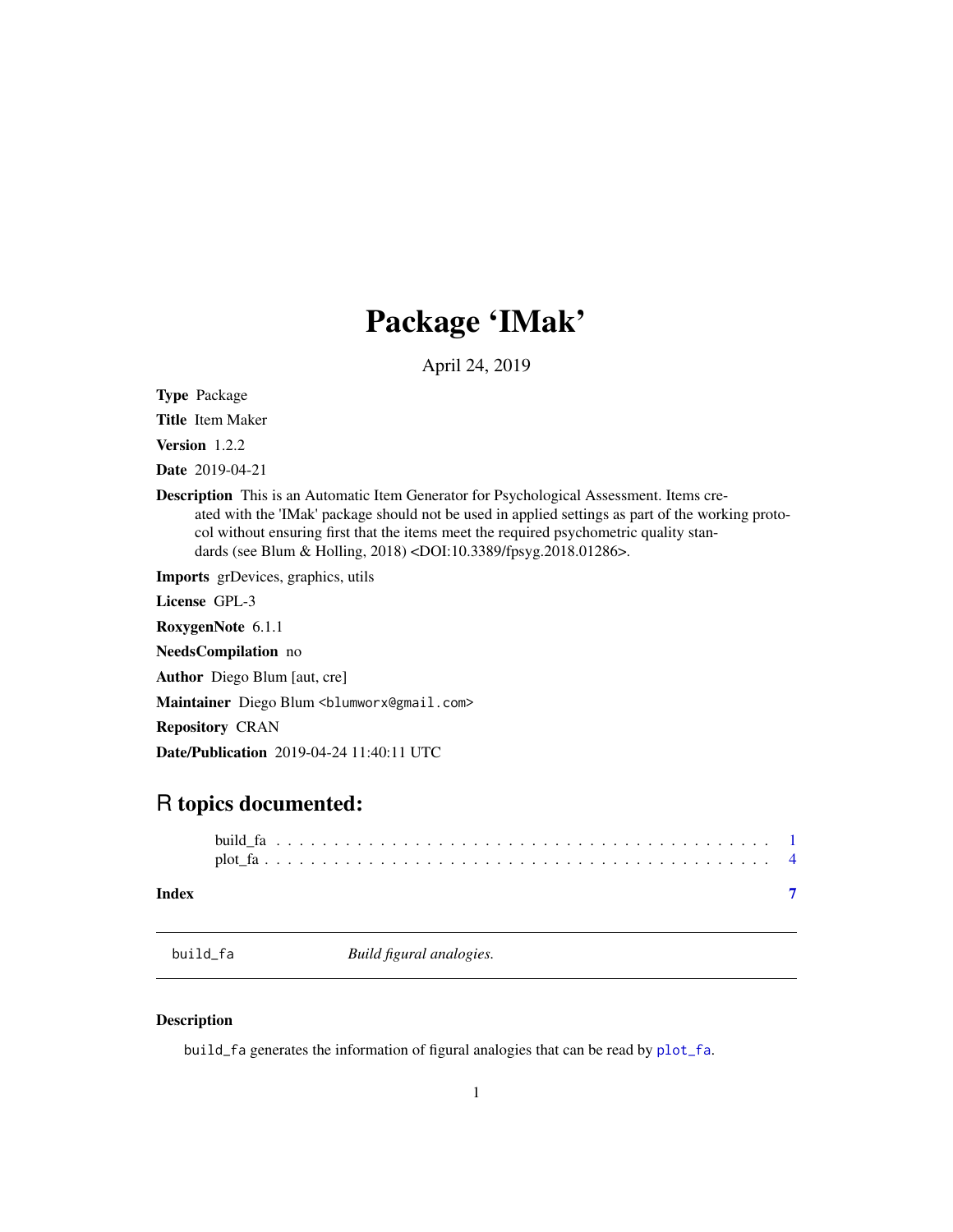# Package 'IMak'

April 24, 2019

**Type** Package

**Title** Item Maker

**Version** 1.2.2

**Date** 2019-04-21

**Description** This is an Automatic Item Generator for Psychological Assessment. Items created with the 'IMak' package should not be used in applied settings as part of the working protocol without ensuring first that the items meet the required psychometric quality standards (see Blum & Holling, 2018) <DOI:10.3389/fpsyg.2018.01286>.

**Imports** grDevices, graphics, utils

**License** GPL-3

**RoxygenNote** 6.1.1

**NeedsCompilation** no

**Author** Diego Blum [aut, cre]

**Maintainer** Diego Blum <blumworx@gmail.com>

**Repository** CRAN

**Date/Publication** 2019-04-24 11:40:11 UTC

## R topics documented:

build_fa . . . . . . . . . . . . . . . . . . . . . . . . . . . . . . . . . . . . . . . . . . 1
plot_fa . . . . . . . . . . . . . . . . . . . . . . . . . . . . . . . . . . . . . . . . . . . 4

**Index** 7

---

`build_fa` *Build figural analogies.*

---

### Description

`build_fa` generates the information of figural analogies that can be read by `plot_fa`.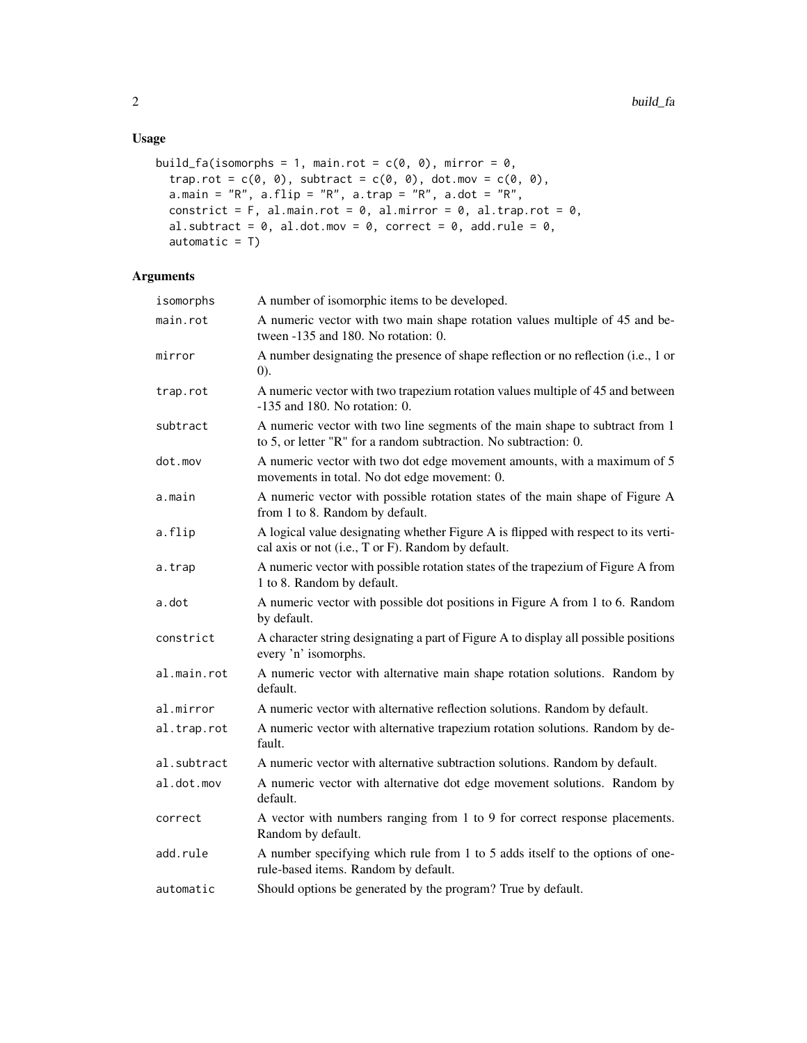## Usage

```
build_fa(isomorphs = 1, main.rot = c(0, 0), mirror = 0,
  trap.rot = c(0, 0), subtract = c(0, 0), dot.mov = c(0, 0),
  a.main = "R", a.flip = "R", a.trap = "R", a.dot = "R",
  constrict = F, al.main.rot = 0, al.mirror = 0, al.trap.rot = 0,
  al.subtract = 0, al.dot.mov = 0, correct = 0, add.rule = 0,
  automatic = T)
```

## Arguments

| | |
|---|---|
| isomorphs | A number of isomorphic items to be developed. |
| main.rot | A numeric vector with two main shape rotation values multiple of 45 and between -135 and 180. No rotation: 0. |
| mirror | A number designating the presence of shape reflection or no reflection (i.e., 1 or 0). |
| trap.rot | A numeric vector with two trapezium rotation values multiple of 45 and between -135 and 180. No rotation: 0. |
| subtract | A numeric vector with two line segments of the main shape to subtract from 1 to 5, or letter "R" for a random subtraction. No subtraction: 0. |
| dot.mov | A numeric vector with two dot edge movement amounts, with a maximum of 5 movements in total. No dot edge movement: 0. |
| a.main | A numeric vector with possible rotation states of the main shape of Figure A from 1 to 8. Random by default. |
| a.flip | A logical value designating whether Figure A is flipped with respect to its vertical axis or not (i.e., T or F). Random by default. |
| a.trap | A numeric vector with possible rotation states of the trapezium of Figure A from 1 to 8. Random by default. |
| a.dot | A numeric vector with possible dot positions in Figure A from 1 to 6. Random by default. |
| constrict | A character string designating a part of Figure A to display all possible positions every 'n' isomorphs. |
| al.main.rot | A numeric vector with alternative main shape rotation solutions. Random by default. |
| al.mirror | A numeric vector with alternative reflection solutions. Random by default. |
| al.trap.rot | A numeric vector with alternative trapezium rotation solutions. Random by default. |
| al.subtract | A numeric vector with alternative subtraction solutions. Random by default. |
| al.dot.mov | A numeric vector with alternative dot edge movement solutions. Random by default. |
| correct | A vector with numbers ranging from 1 to 9 for correct response placements. Random by default. |
| add.rule | A number specifying which rule from 1 to 5 adds itself to the options of one-rule-based items. Random by default. |
| automatic | Should options be generated by the program? True by default. |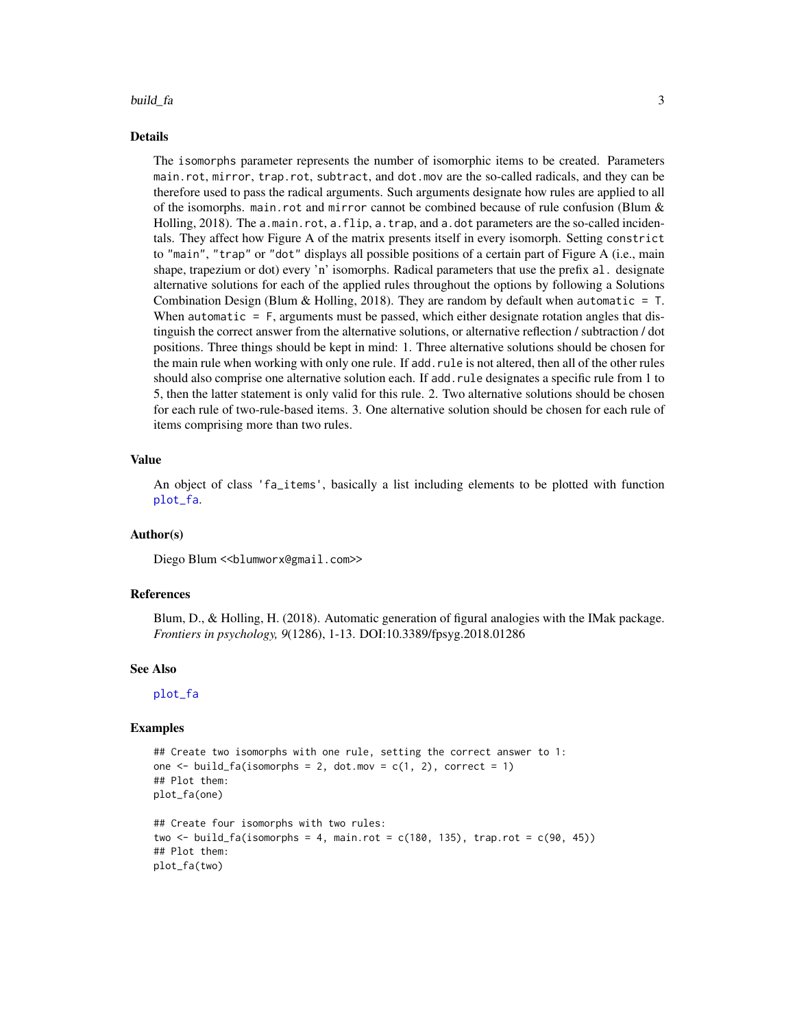## Details

The `isomorphs` parameter represents the number of isomorphic items to be created. Parameters `main.rot`, `mirror`, `trap.rot`, `subtract`, and `dot.mov` are the so-called radicals, and they can be therefore used to pass the radical arguments. Such arguments designate how rules are applied to all of the isomorphs. `main.rot` and `mirror` cannot be combined because of rule confusion (Blum & Holling, 2018). The `a.main.rot`, `a.flip`, `a.trap`, and `a.dot` parameters are the so-called incidentals. They affect how Figure A of the matrix presents itself in every isomorph. Setting `constrict` to `"main"`, `"trap"` or `"dot"` displays all possible positions of a certain part of Figure A (i.e., main shape, trapezium or dot) every 'n' isomorphs. Radical parameters that use the prefix `al.` designate alternative solutions for each of the applied rules throughout the options by following a Solutions Combination Design (Blum & Holling, 2018). They are random by default when `automatic = T`. When `automatic = F`, arguments must be passed, which either designate rotation angles that distinguish the correct answer from the alternative solutions, or alternative reflection / subtraction / dot positions. Three things should be kept in mind: 1. Three alternative solutions should be chosen for the main rule when working with only one rule. If `add.rule` is not altered, then all of the other rules should also comprise one alternative solution each. If `add.rule` designates a specific rule from 1 to 5, then the latter statement is only valid for this rule. 2. Two alternative solutions should be chosen for each rule of two-rule-based items. 3. One alternative solution should be chosen for each rule of items comprising more than two rules.

## Value

An object of class `'fa_items'`, basically a list including elements to be plotted with function `plot_fa`.

## Author(s)

Diego Blum <<blumworx@gmail.com>>

## References

Blum, D., & Holling, H. (2018). Automatic generation of figural analogies with the IMak package. *Frontiers in psychology, 9*(1286), 1-13. DOI:10.3389/fpsyg.2018.01286

## See Also

`plot_fa`

## Examples

```
## Create two isomorphs with one rule, setting the correct answer to 1:
one <- build_fa(isomorphs = 2, dot.mov = c(1, 2), correct = 1)
## Plot them:
plot_fa(one)

## Create four isomorphs with two rules:
two <- build_fa(isomorphs = 4, main.rot = c(180, 135), trap.rot = c(90, 45))
## Plot them:
plot_fa(two)
```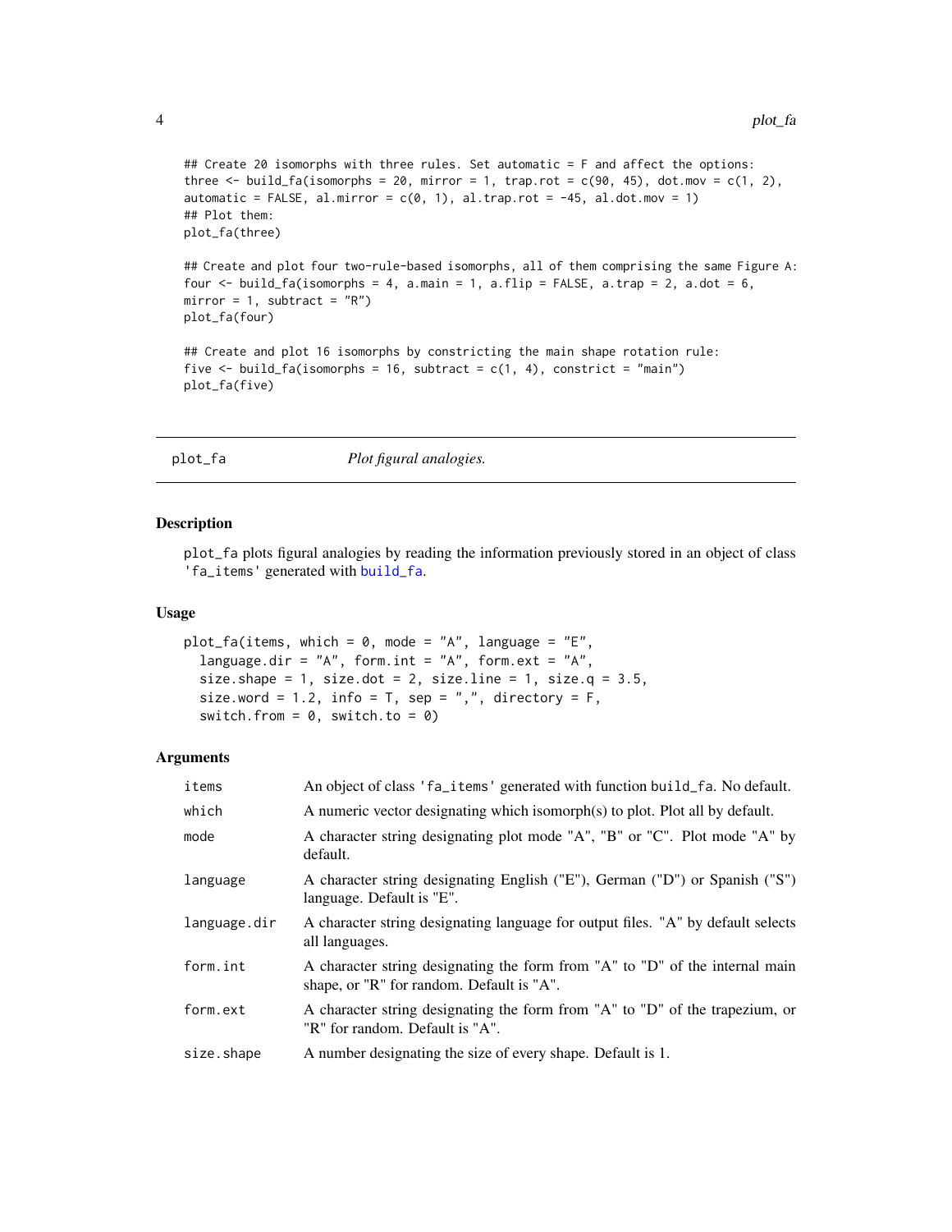```
## Create 20 isomorphs with three rules. Set automatic = F and affect the options:
three <- build_fa(isomorphs = 20, mirror = 1, trap.rot = c(90, 45), dot.mov = c(1, 2),
automatic = FALSE, al.mirror = c(0, 1), al.trap.rot = -45, al.dot.mov = 1)
## Plot them:
plot_fa(three)

## Create and plot four two-rule-based isomorphs, all of them comprising the same Figure A:
four <- build_fa(isomorphs = 4, a.main = 1, a.flip = FALSE, a.trap = 2, a.dot = 6,
mirror = 1, subtract = "R")
plot_fa(four)

## Create and plot 16 isomorphs by constricting the main shape rotation rule:
five <- build_fa(isomorphs = 16, subtract = c(1, 4), constrict = "main")
plot_fa(five)
```

---

## plot_fa *Plot figural analogies.*

---

### Description

plot_fa plots figural analogies by reading the information previously stored in an object of class 'fa_items' generated with build_fa.

### Usage

```
plot_fa(items, which = 0, mode = "A", language = "E",
  language.dir = "A", form.int = "A", form.ext = "A",
  size.shape = 1, size.dot = 2, size.line = 1, size.q = 3.5,
  size.word = 1.2, info = T, sep = ",", directory = F,
  switch.from = 0, switch.to = 0)
```

### Arguments

| | |
|---|---|
| items | An object of class 'fa_items' generated with function build_fa. No default. |
| which | A numeric vector designating which isomorph(s) to plot. Plot all by default. |
| mode | A character string designating plot mode "A", "B" or "C". Plot mode "A" by default. |
| language | A character string designating English ("E"), German ("D") or Spanish ("S") language. Default is "E". |
| language.dir | A character string designating language for output files. "A" by default selects all languages. |
| form.int | A character string designating the form from "A" to "D" of the internal main shape, or "R" for random. Default is "A". |
| form.ext | A character string designating the form from "A" to "D" of the trapezium, or "R" for random. Default is "A". |
| size.shape | A number designating the size of every shape. Default is 1. |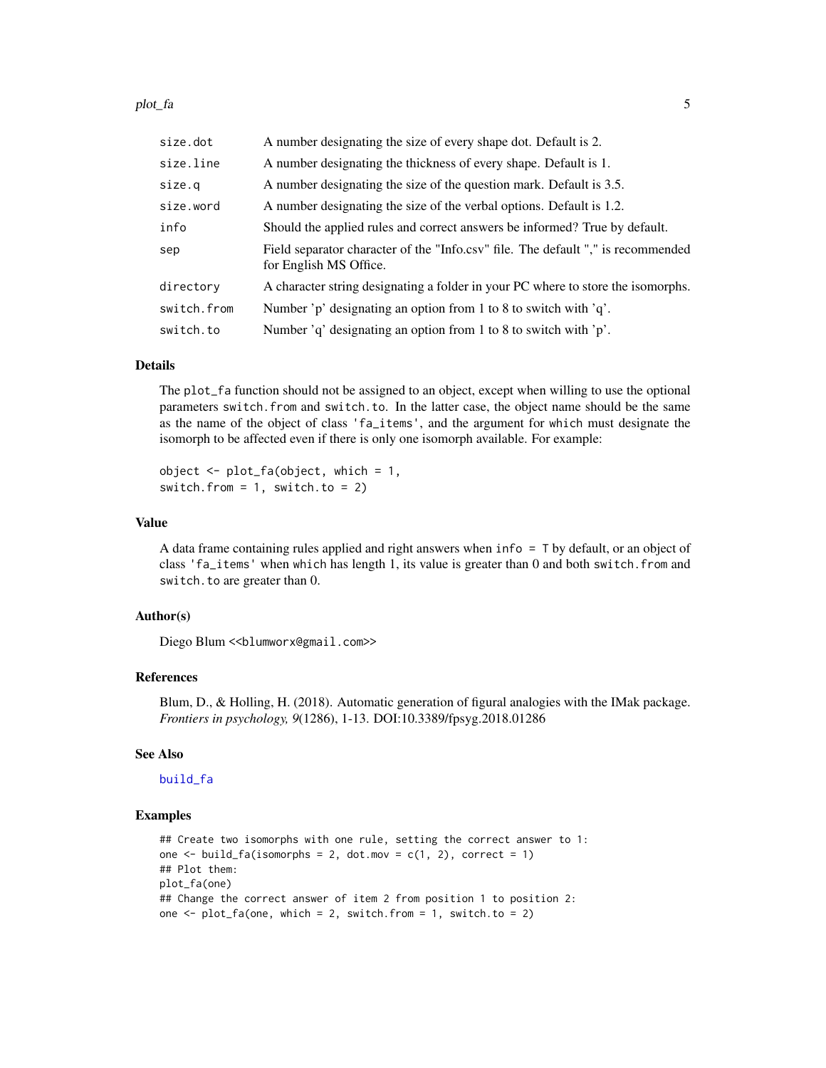| | |
|---|---|
| size.dot | A number designating the size of every shape dot. Default is 2. |
| size.line | A number designating the thickness of every shape. Default is 1. |
| size.q | A number designating the size of the question mark. Default is 3.5. |
| size.word | A number designating the size of the verbal options. Default is 1.2. |
| info | Should the applied rules and correct answers be informed? True by default. |
| sep | Field separator character of the "Info.csv" file. The default "," is recommended for English MS Office. |
| directory | A character string designating a folder in your PC where to store the isomorphs. |
| switch.from | Number 'p' designating an option from 1 to 8 to switch with 'q'. |
| switch.to | Number 'q' designating an option from 1 to 8 to switch with 'p'. |

## Details

The `plot_fa` function should not be assigned to an object, except when willing to use the optional parameters `switch.from` and `switch.to`. In the latter case, the object name should be the same as the name of the object of class `'fa_items'`, and the argument for `which` must designate the isomorph to be affected even if there is only one isomorph available. For example:

```
object <- plot_fa(object, which = 1,
switch.from = 1, switch.to = 2)
```

## Value

A data frame containing rules applied and right answers when `info = T` by default, or an object of class `'fa_items'` when `which` has length 1, its value is greater than 0 and both `switch.from` and `switch.to` are greater than 0.

## Author(s)

Diego Blum <<blumworx@gmail.com>>

## References

Blum, D., & Holling, H. (2018). Automatic generation of figural analogies with the IMak package. *Frontiers in psychology, 9*(1286), 1-13. DOI:10.3389/fpsyg.2018.01286

## See Also

build_fa

## Examples

```
## Create two isomorphs with one rule, setting the correct answer to 1:
one <- build_fa(isomorphs = 2, dot.mov = c(1, 2), correct = 1)
## Plot them:
plot_fa(one)
## Change the correct answer of item 2 from position 1 to position 2:
one <- plot_fa(one, which = 2, switch.from = 1, switch.to = 2)
```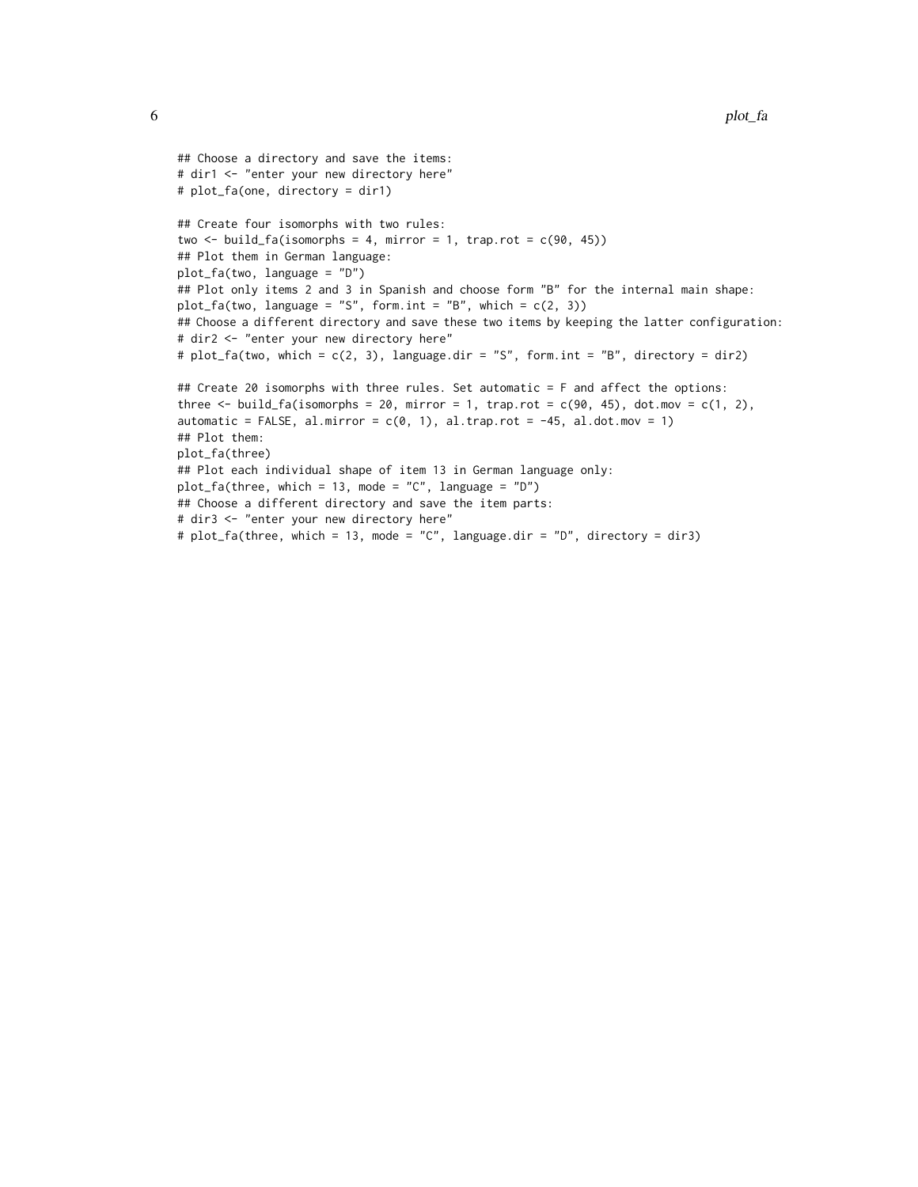```
## Choose a directory and save the items:
# dir1 <- "enter your new directory here"
# plot_fa(one, directory = dir1)

## Create four isomorphs with two rules:
two <- build_fa(isomorphs = 4, mirror = 1, trap.rot = c(90, 45))
## Plot them in German language:
plot_fa(two, language = "D")
## Plot only items 2 and 3 in Spanish and choose form "B" for the internal main shape:
plot_fa(two, language = "S", form.int = "B", which = c(2, 3))
## Choose a different directory and save these two items by keeping the latter configuration:
# dir2 <- "enter your new directory here"
# plot_fa(two, which = c(2, 3), language.dir = "S", form.int = "B", directory = dir2)

## Create 20 isomorphs with three rules. Set automatic = F and affect the options:
three <- build_fa(isomorphs = 20, mirror = 1, trap.rot = c(90, 45), dot.mov = c(1, 2),
automatic = FALSE, al.mirror = c(0, 1), al.trap.rot = -45, al.dot.mov = 1)
## Plot them:
plot_fa(three)
## Plot each individual shape of item 13 in German language only:
plot_fa(three, which = 13, mode = "C", language = "D")
## Choose a different directory and save the item parts:
# dir3 <- "enter your new directory here"
# plot_fa(three, which = 13, mode = "C", language.dir = "D", directory = dir3)
```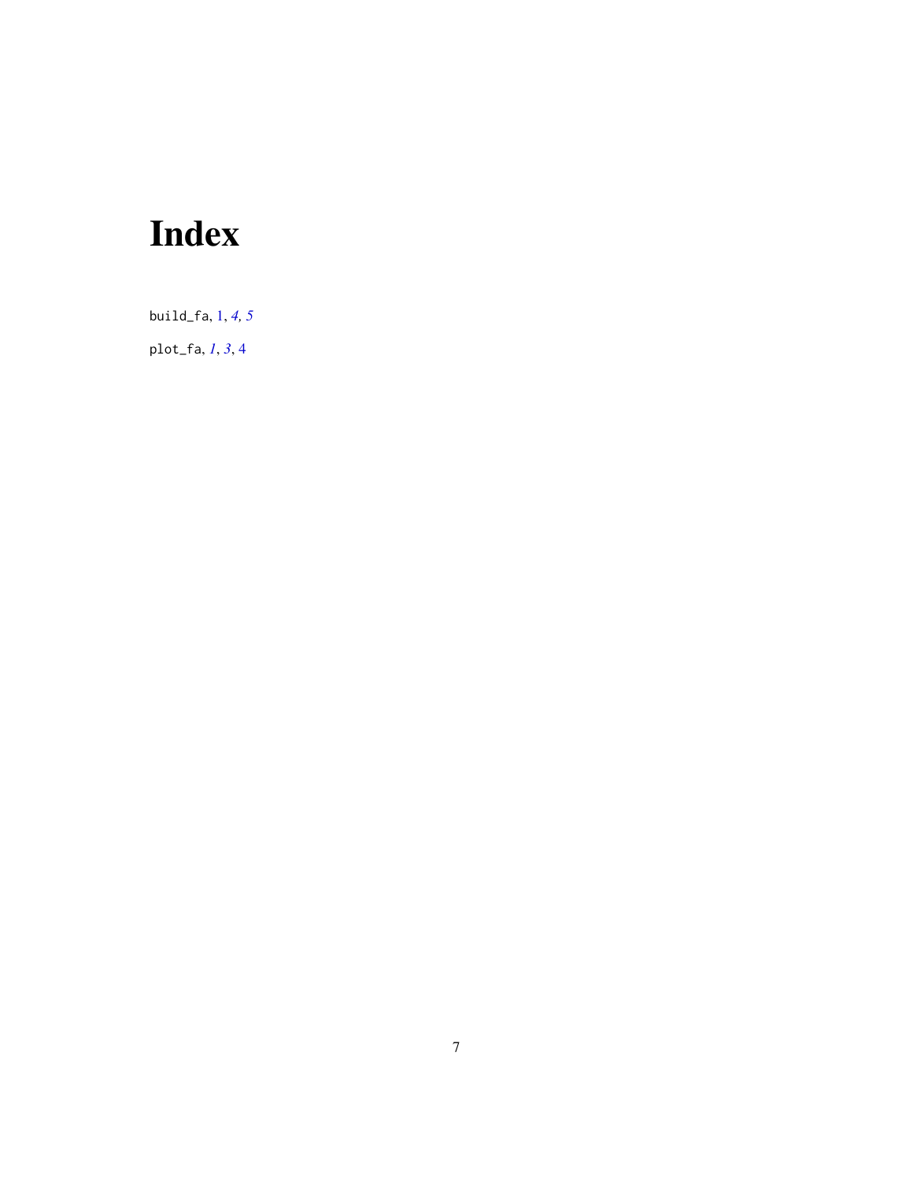# Index

build_fa, 1, *4, 5*

plot_fa, *1*, *3*, 4